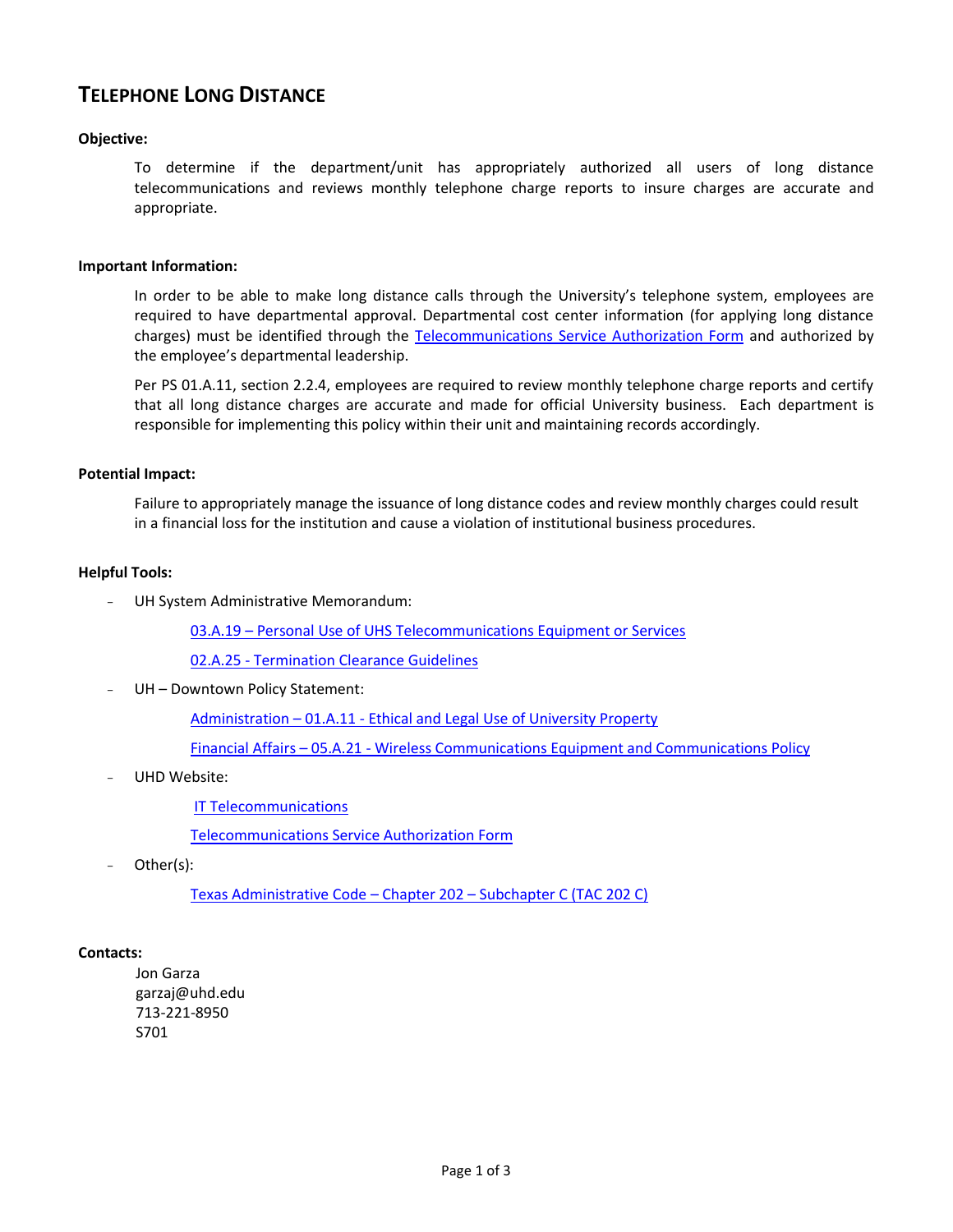# TELEPHONE LONG DISTANCE

**Objective:**

To determine if the department/unit has appropriately authorized all users of long distance telecommunications and reviews monthly telephone charge reports to insure charges are accurate and appropriate.

**Important Information:**

In order to be able to make long distance calls through the University's telephone system, employees are required to have departmental approval. Departmental cost center information (for applying long distance charges) must be identified through the Telecommunications Service Authorization Form and authorized by the employee's departmental leadership.

Per PS 01.A.11, section 2.2.4, employees are required to review monthly telephone charge reports and certify that all long distance charges are accurate and made for official University business. Each department is responsible for implementing this policy within their unit and maintaining records accordingly.

**Potential Impact:**

Failure to appropriately manage the issuance of long distance codes and review monthly charges could result in a financial loss for the institution and cause a violation of institutional business procedures.

**Helpful Tools:**

- UH System Administrative Memorandum:
  - 03.A.19 – Personal Use of UHS Telecommunications Equipment or Services
  - 02.A.25 - Termination Clearance Guidelines
- UH – Downtown Policy Statement:
  - Administration – 01.A.11 - Ethical and Legal Use of University Property
  - Financial Affairs – 05.A.21 - Wireless Communications Equipment and Communications Policy
- UHD Website:
  - IT Telecommunications
  - Telecommunications Service Authorization Form
- Other(s):
  - Texas Administrative Code – Chapter 202 – Subchapter C (TAC 202 C)

**Contacts:**

Jon Garza
garzaj@uhd.edu
713-221-8950
S701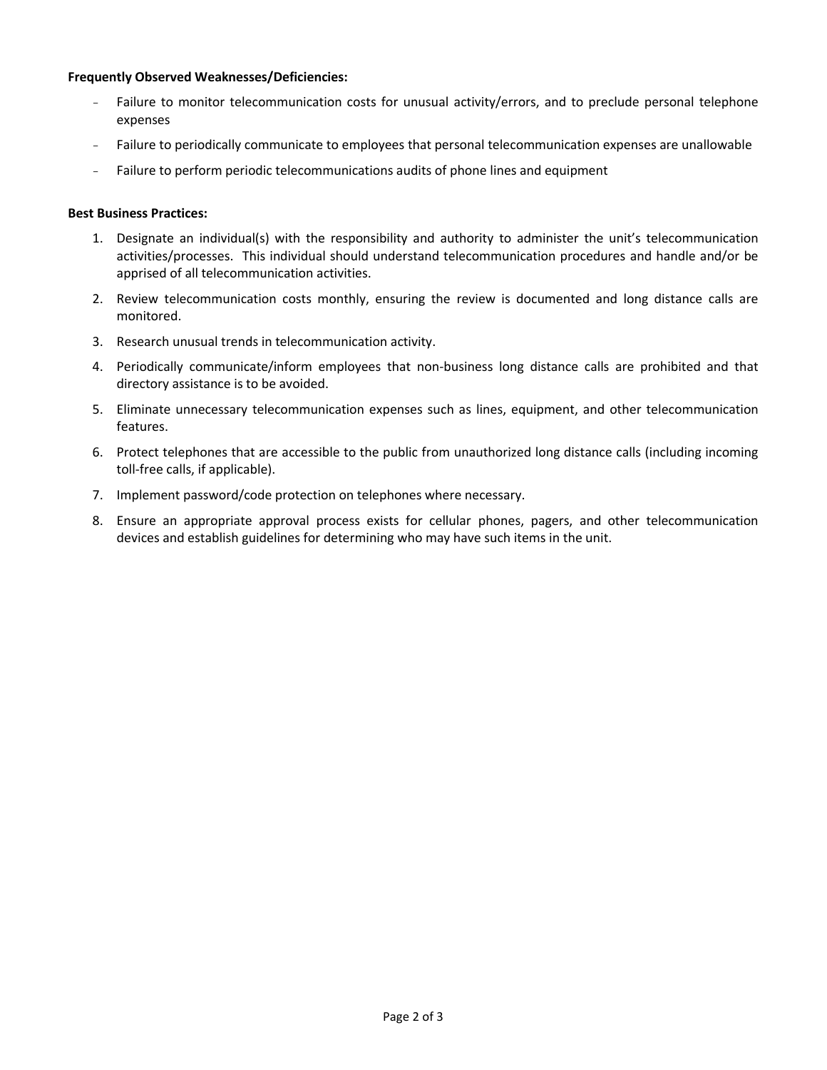**Frequently Observed Weaknesses/Deficiencies:**

- Failure to monitor telecommunication costs for unusual activity/errors, and to preclude personal telephone expenses
- Failure to periodically communicate to employees that personal telecommunication expenses are unallowable
- Failure to perform periodic telecommunications audits of phone lines and equipment

**Best Business Practices:**

1. Designate an individual(s) with the responsibility and authority to administer the unit's telecommunication activities/processes. This individual should understand telecommunication procedures and handle and/or be apprised of all telecommunication activities.
2. Review telecommunication costs monthly, ensuring the review is documented and long distance calls are monitored.
3. Research unusual trends in telecommunication activity.
4. Periodically communicate/inform employees that non-business long distance calls are prohibited and that directory assistance is to be avoided.
5. Eliminate unnecessary telecommunication expenses such as lines, equipment, and other telecommunication features.
6. Protect telephones that are accessible to the public from unauthorized long distance calls (including incoming toll-free calls, if applicable).
7. Implement password/code protection on telephones where necessary.
8. Ensure an appropriate approval process exists for cellular phones, pagers, and other telecommunication devices and establish guidelines for determining who may have such items in the unit.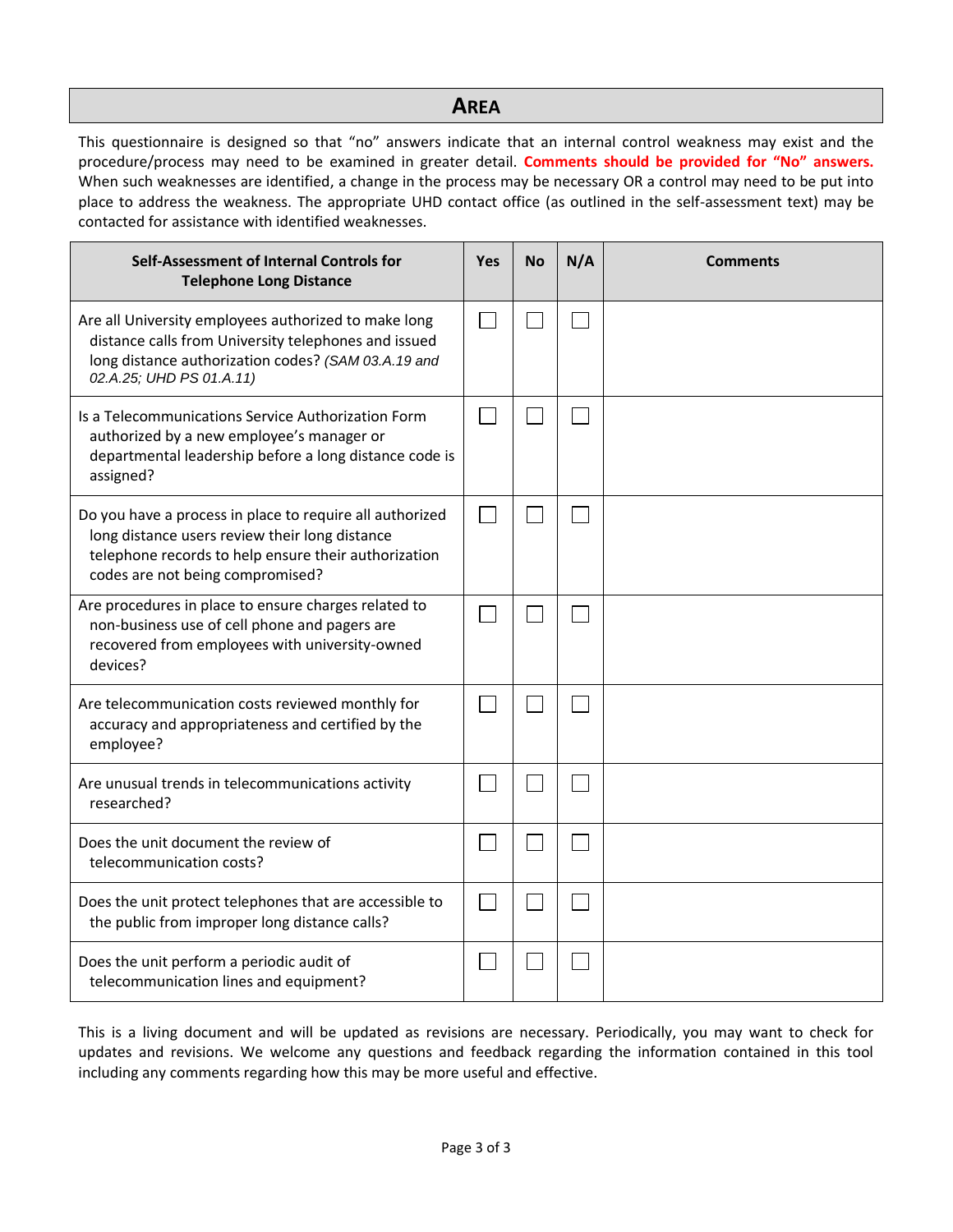## AREA

This questionnaire is designed so that "no" answers indicate that an internal control weakness may exist and the procedure/process may need to be examined in greater detail. **Comments should be provided for "No" answers.** When such weaknesses are identified, a change in the process may be necessary OR a control may need to be put into place to address the weakness. The appropriate UHD contact office (as outlined in the self-assessment text) may be contacted for assistance with identified weaknesses.

| **Self-Assessment of Internal Controls for Telephone Long Distance** | **Yes** | **No** | **N/A** | **Comments** |
|---|---|---|---|---|
| Are all University employees authorized to make long distance calls from University telephones and issued long distance authorization codes? *(SAM 03.A.19 and 02.A.25; UHD PS 01.A.11)* | ☐ | ☐ | ☐ | |
| Is a Telecommunications Service Authorization Form authorized by a new employee's manager or departmental leadership before a long distance code is assigned? | ☐ | ☐ | ☐ | |
| Do you have a process in place to require all authorized long distance users review their long distance telephone records to help ensure their authorization codes are not being compromised? | ☐ | ☐ | ☐ | |
| Are procedures in place to ensure charges related to non-business use of cell phone and pagers are recovered from employees with university-owned devices? | ☐ | ☐ | ☐ | |
| Are telecommunication costs reviewed monthly for accuracy and appropriateness and certified by the employee? | ☐ | ☐ | ☐ | |
| Are unusual trends in telecommunications activity researched? | ☐ | ☐ | ☐ | |
| Does the unit document the review of telecommunication costs? | ☐ | ☐ | ☐ | |
| Does the unit protect telephones that are accessible to the public from improper long distance calls? | ☐ | ☐ | ☐ | |
| Does the unit perform a periodic audit of telecommunication lines and equipment? | ☐ | ☐ | ☐ | |

This is a living document and will be updated as revisions are necessary. Periodically, you may want to check for updates and revisions. We welcome any questions and feedback regarding the information contained in this tool including any comments regarding how this may be more useful and effective.